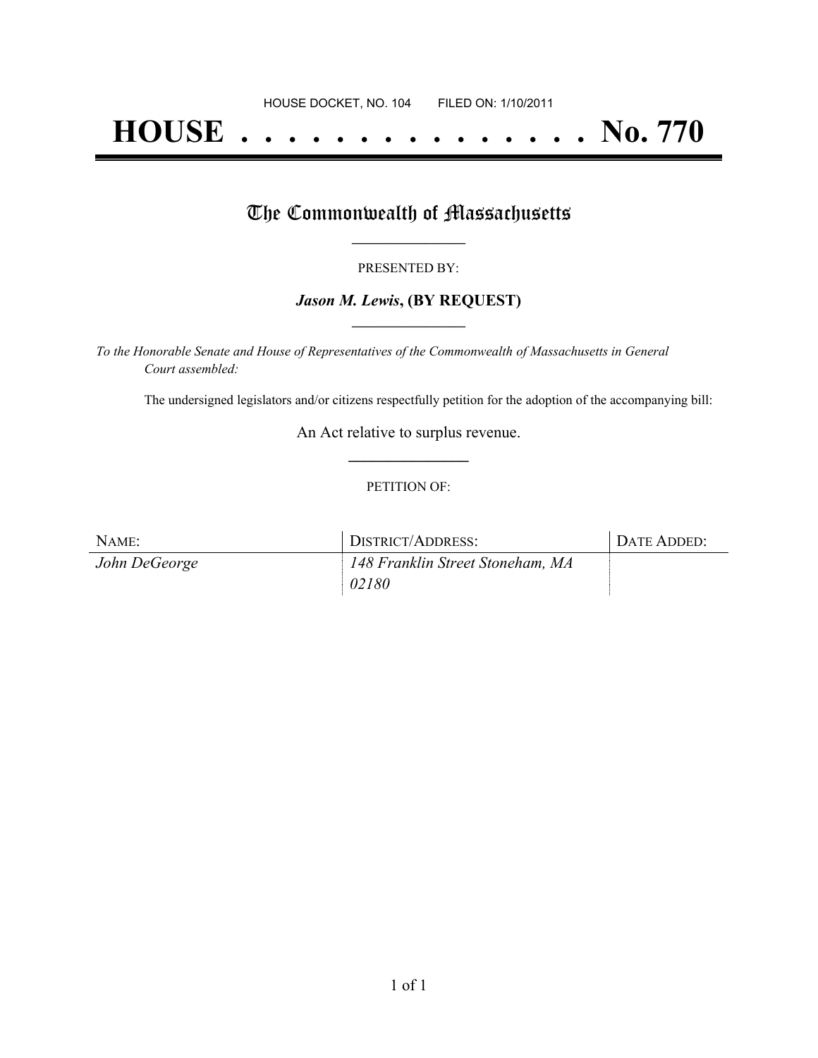HOUSE DOCKET, NO. 104        FILED ON: 1/10/2011

# HOUSE . . . . . . . . . . . . . . . No. 770

## The Commonwealth of Massachusetts

PRESENTED BY:

***Jason M. Lewis*, (BY REQUEST)**

*To the Honorable Senate and House of Representatives of the Commonwealth of Massachusetts in General Court assembled:*

The undersigned legislators and/or citizens respectfully petition for the adoption of the accompanying bill:

An Act relative to surplus revenue.

PETITION OF:

| NAME: | DISTRICT/ADDRESS: | DATE ADDED: |
| --- | --- | --- |
| *John DeGeorge* | *148 Franklin Street Stoneham, MA 02180* | |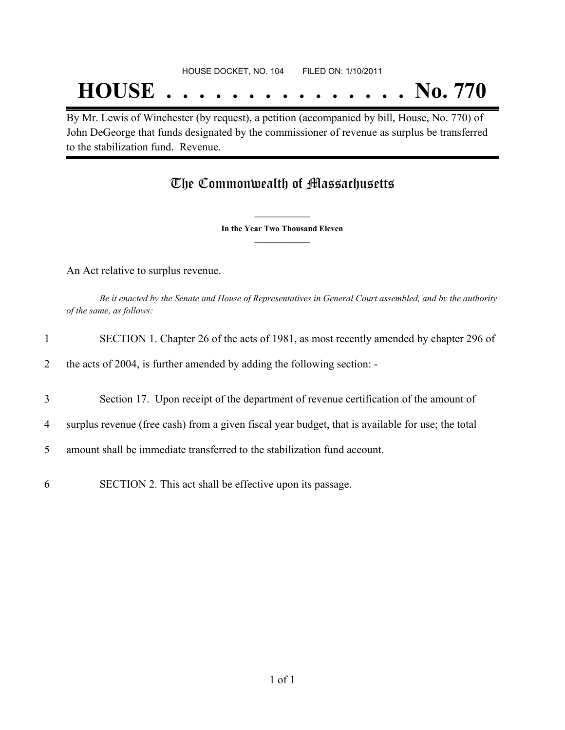HOUSE DOCKET, NO. 104 FILED ON: 1/10/2011

# HOUSE . . . . . . . . . . . . . . . No. 770

By Mr. Lewis of Winchester (by request), a petition (accompanied by bill, House, No. 770) of John DeGeorge that funds designated by the commissioner of revenue as surplus be transferred to the stabilization fund. Revenue.

## The Commonwealth of Massachusetts

**In the Year Two Thousand Eleven**

An Act relative to surplus revenue.

*Be it enacted by the Senate and House of Representatives in General Court assembled, and by the authority of the same, as follows:*

1 SECTION 1. Chapter 26 of the acts of 1981, as most recently amended by chapter 296 of

2 the acts of 2004, is further amended by adding the following section: -

3 Section 17. Upon receipt of the department of revenue certification of the amount of

4 surplus revenue (free cash) from a given fiscal year budget, that is available for use; the total

5 amount shall be immediate transferred to the stabilization fund account.

6 SECTION 2. This act shall be effective upon its passage.